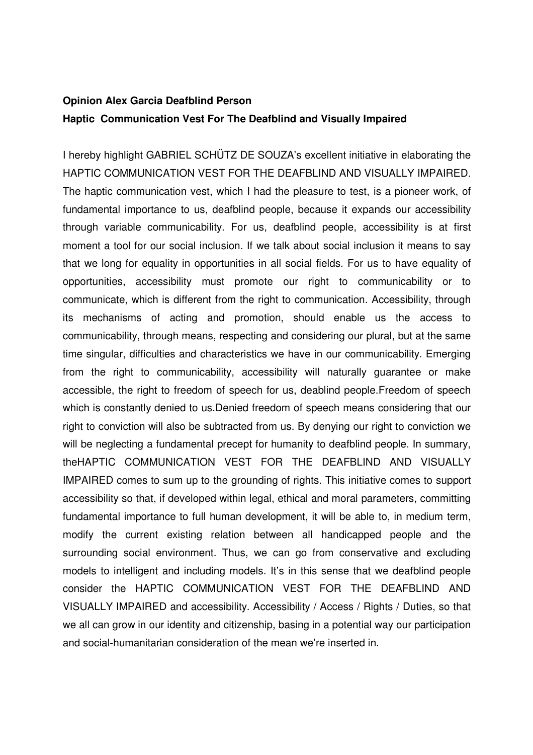**Opinion Alex Garcia Deafblind Person**

**Haptic Communication Vest For The Deafblind and Visually Impaired**

I hereby highlight GABRIEL SCHÜTZ DE SOUZA's excellent initiative in elaborating the HAPTIC COMMUNICATION VEST FOR THE DEAFBLIND AND VISUALLY IMPAIRED. The haptic communication vest, which I had the pleasure to test, is a pioneer work, of fundamental importance to us, deafblind people, because it expands our accessibility through variable communicability. For us, deafblind people, accessibility is at first moment a tool for our social inclusion. If we talk about social inclusion it means to say that we long for equality in opportunities in all social fields. For us to have equality of opportunities, accessibility must promote our right to communicability or to communicate, which is different from the right to communication. Accessibility, through its mechanisms of acting and promotion, should enable us the access to communicability, through means, respecting and considering our plural, but at the same time singular, difficulties and characteristics we have in our communicability. Emerging from the right to communicability, accessibility will naturally guarantee or make accessible, the right to freedom of speech for us, deablind people.Freedom of speech which is constantly denied to us.Denied freedom of speech means considering that our right to conviction will also be subtracted from us. By denying our right to conviction we will be neglecting a fundamental precept for humanity to deafblind people. In summary, theHAPTIC COMMUNICATION VEST FOR THE DEAFBLIND AND VISUALLY IMPAIRED comes to sum up to the grounding of rights. This initiative comes to support accessibility so that, if developed within legal, ethical and moral parameters, committing fundamental importance to full human development, it will be able to, in medium term, modify the current existing relation between all handicapped people and the surrounding social environment. Thus, we can go from conservative and excluding models to intelligent and including models. It's in this sense that we deafblind people consider the HAPTIC COMMUNICATION VEST FOR THE DEAFBLIND AND VISUALLY IMPAIRED and accessibility. Accessibility / Access / Rights / Duties, so that we all can grow in our identity and citizenship, basing in a potential way our participation and social-humanitarian consideration of the mean we're inserted in.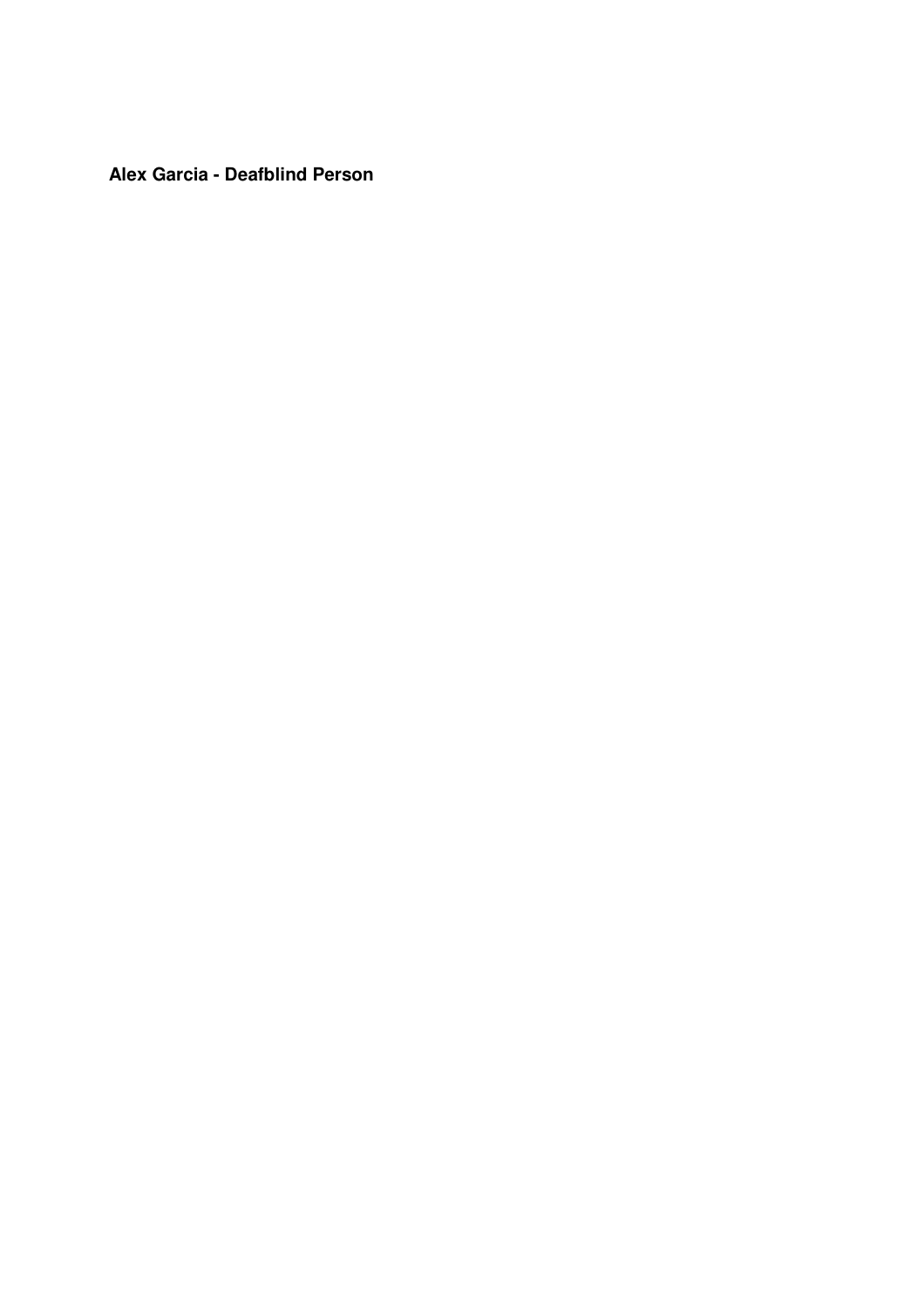**Alex Garcia - Deafblind Person**